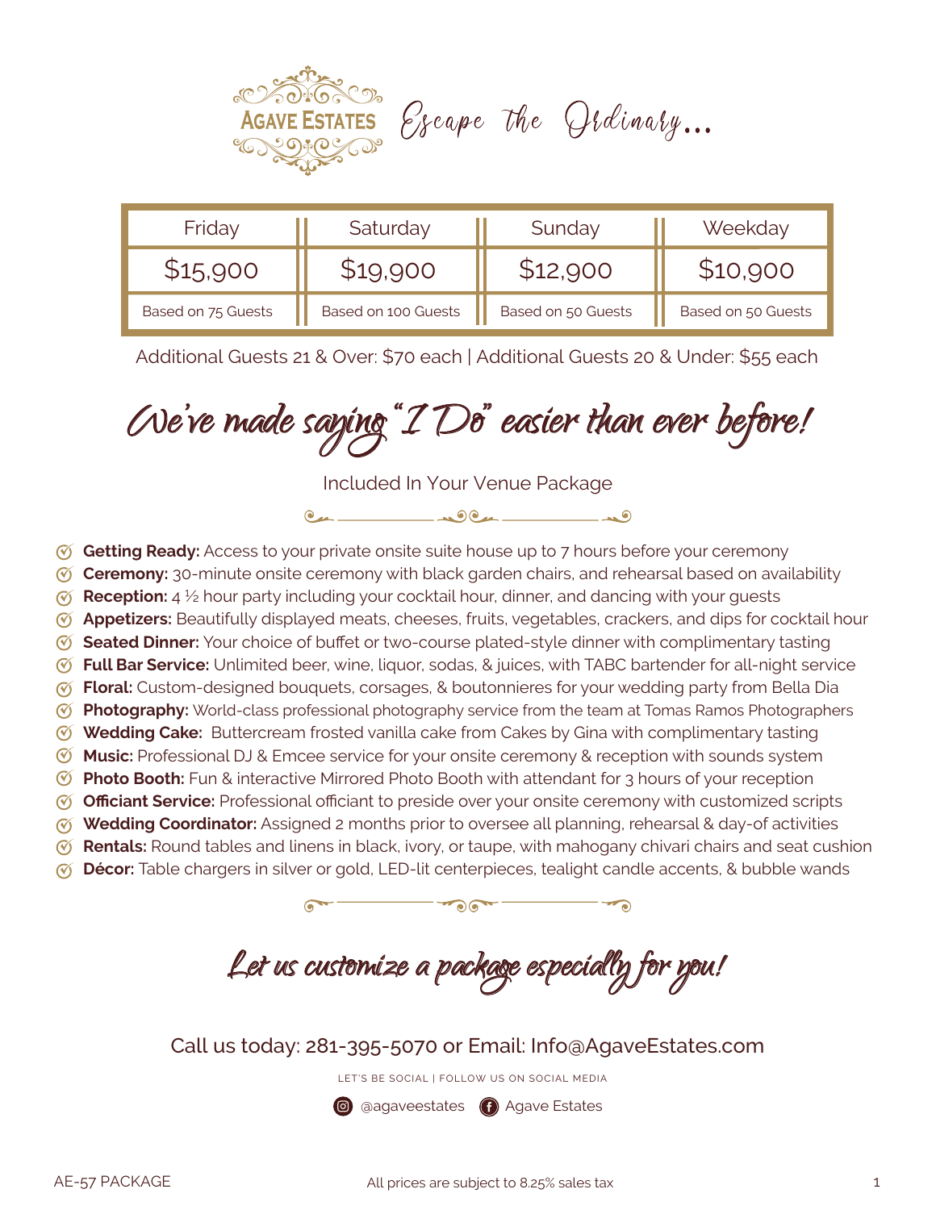# AGAVE ESTATES

*Escape the Ordinary...*

| Friday | Saturday | Sunday | Weekday |
|---|---|---|---|
| $15,900 | $19,900 | $12,900 | $10,900 |
| Based on 75 Guests | Based on 100 Guests | Based on 50 Guests | Based on 50 Guests |

Additional Guests 21 & Over: $70 each | Additional Guests 20 & Under: $55 each

## *We've made saying "I Do" easier than ever before!*

Included In Your Venue Package

- **Getting Ready:** Access to your private onsite suite house up to 7 hours before your ceremony
- **Ceremony:** 30-minute onsite ceremony with black garden chairs, and rehearsal based on availability
- **Reception:** 4 ½ hour party including your cocktail hour, dinner, and dancing with your guests
- **Appetizers:** Beautifully displayed meats, cheeses, fruits, vegetables, crackers, and dips for cocktail hour
- **Seated Dinner:** Your choice of buffet or two-course plated-style dinner with complimentary tasting
- **Full Bar Service:** Unlimited beer, wine, liquor, sodas, & juices, with TABC bartender for all-night service
- **Floral:** Custom-designed bouquets, corsages, & boutonnieres for your wedding party from Bella Dia
- **Photography:** World-class professional photography service from the team at Tomas Ramos Photographers
- **Wedding Cake:** Buttercream frosted vanilla cake from Cakes by Gina with complimentary tasting
- **Music:** Professional DJ & Emcee service for your onsite ceremony & reception with sounds system
- **Photo Booth:** Fun & interactive Mirrored Photo Booth with attendant for 3 hours of your reception
- **Officiant Service:** Professional officiant to preside over your onsite ceremony with customized scripts
- **Wedding Coordinator:** Assigned 2 months prior to oversee all planning, rehearsal & day-of activities
- **Rentals:** Round tables and linens in black, ivory, or taupe, with mahogany chivari chairs and seat cushion
- **Décor:** Table chargers in silver or gold, LED-lit centerpieces, tealight candle accents, & bubble wands

## *Let us customize a package especially for you!*

Call us today: 281-395-5070 or Email: Info@AgaveEstates.com

LET'S BE SOCIAL | FOLLOW US ON SOCIAL MEDIA

@agaveestates | Agave Estates

AE-57 PACKAGE

All prices are subject to 8.25% sales tax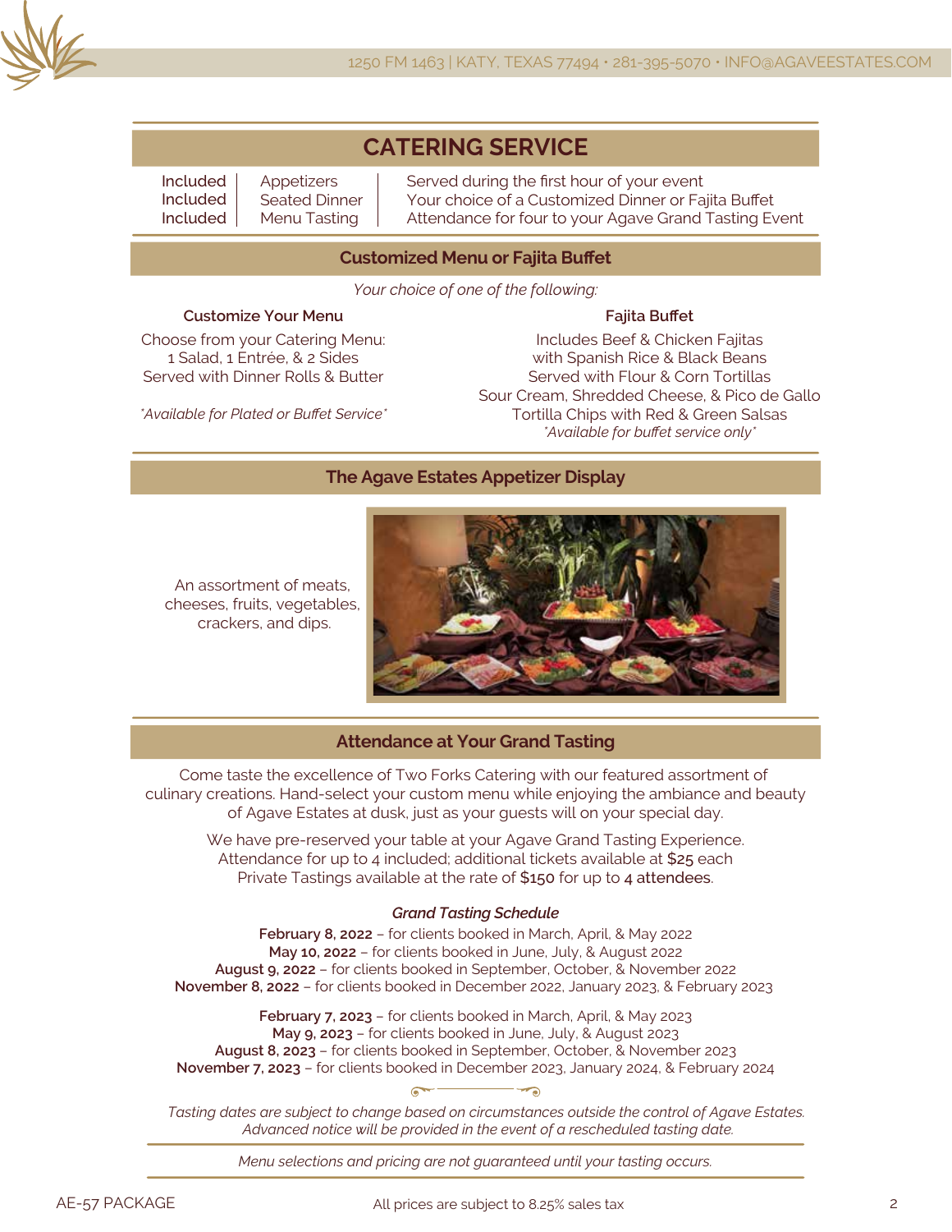## CATERING SERVICE

| | | |
|---|---|---|
| Included | Appetizers | Served during the first hour of your event |
| Included | Seated Dinner | Your choice of a Customized Dinner or Fajita Buffet |
| Included | Menu Tasting | Attendance for four to your Agave Grand Tasting Event |

### Customized Menu or Fajita Buffet

*Your choice of one of the following:*

**Customize Your Menu**

Choose from your Catering Menu:
1 Salad, 1 Entrée, & 2 Sides
Served with Dinner Rolls & Butter

*\*Available for Plated or Buffet Service\**

**Fajita Buffet**

Includes Beef & Chicken Fajitas
with Spanish Rice & Black Beans
Served with Flour & Corn Tortillas
Sour Cream, Shredded Cheese, & Pico de Gallo
Tortilla Chips with Red & Green Salsas
*\*Available for buffet service only\**

### The Agave Estates Appetizer Display

An assortment of meats, cheeses, fruits, vegetables, crackers, and dips.

### Attendance at Your Grand Tasting

Come taste the excellence of Two Forks Catering with our featured assortment of culinary creations. Hand-select your custom menu while enjoying the ambiance and beauty of Agave Estates at dusk, just as your guests will on your special day.

We have pre-reserved your table at your Agave Grand Tasting Experience.
Attendance for up to 4 included; additional tickets available at $25 each
Private Tastings available at the rate of $150 for up to 4 attendees.

***Grand Tasting Schedule***

**February 8, 2022** – for clients booked in March, April, & May 2022
**May 10, 2022** – for clients booked in June, July, & August 2022
**August 9, 2022** – for clients booked in September, October, & November 2022
**November 8, 2022** – for clients booked in December 2022, January 2023, & February 2023

**February 7, 2023** – for clients booked in March, April, & May 2023
**May 9, 2023** – for clients booked in June, July, & August 2023
**August 8, 2023** – for clients booked in September, October, & November 2023
**November 7, 2023** – for clients booked in December 2023, January 2024, & February 2024

*Tasting dates are subject to change based on circumstances outside the control of Agave Estates. Advanced notice will be provided in the event of a rescheduled tasting date.*

*Menu selections and pricing are not guaranteed until your tasting occurs.*

All prices are subject to 8.25% sales tax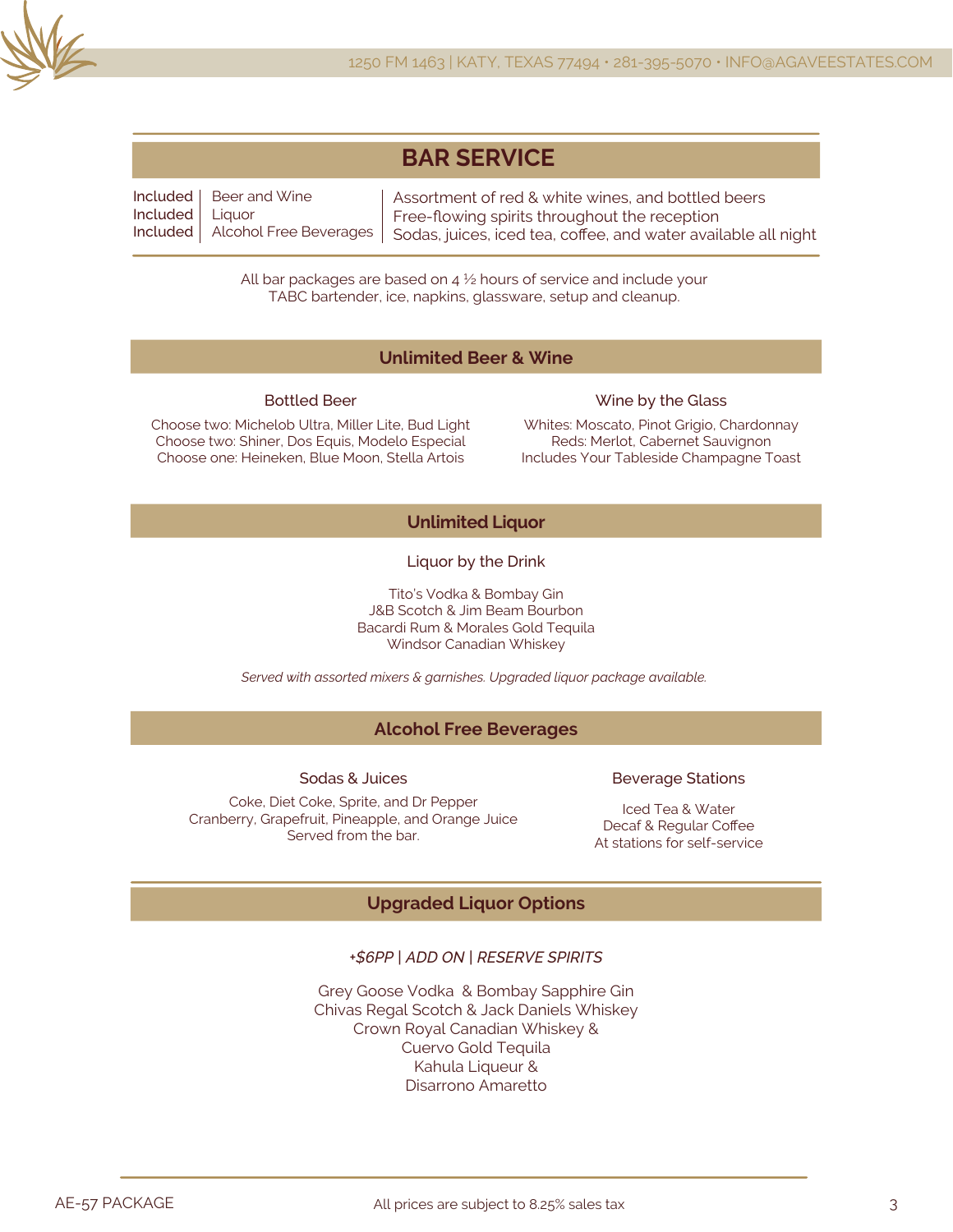# BAR SERVICE

| | | |
|---|---|---|
| Included | Beer and Wine | Assortment of red & white wines, and bottled beers |
| Included | Liquor | Free-flowing spirits throughout the reception |
| Included | Alcohol Free Beverages | Sodas, juices, iced tea, coffee, and water available all night |

All bar packages are based on 4 ½ hours of service and include your TABC bartender, ice, napkins, glassware, setup and cleanup.

## Unlimited Beer & Wine

### Bottled Beer

Choose two: Michelob Ultra, Miller Lite, Bud Light
Choose two: Shiner, Dos Equis, Modelo Especial
Choose one: Heineken, Blue Moon, Stella Artois

### Wine by the Glass

Whites: Moscato, Pinot Grigio, Chardonnay
Reds: Merlot, Cabernet Sauvignon
Includes Your Tableside Champagne Toast

## Unlimited Liquor

### Liquor by the Drink

Tito's Vodka & Bombay Gin
J&B Scotch & Jim Beam Bourbon
Bacardi Rum & Morales Gold Tequila
Windsor Canadian Whiskey

*Served with assorted mixers & garnishes. Upgraded liquor package available.*

## Alcohol Free Beverages

### Sodas & Juices

Coke, Diet Coke, Sprite, and Dr Pepper
Cranberry, Grapefruit, Pineapple, and Orange Juice
Served from the bar.

### Beverage Stations

Iced Tea & Water
Decaf & Regular Coffee
At stations for self-service

## Upgraded Liquor Options

*+$6PP | ADD ON | RESERVE SPIRITS*

Grey Goose Vodka & Bombay Sapphire Gin
Chivas Regal Scotch & Jack Daniels Whiskey
Crown Royal Canadian Whiskey &
Cuervo Gold Tequila
Kahula Liqueur &
Disarrono Amaretto

AE-57 PACKAGE

All prices are subject to 8.25% sales tax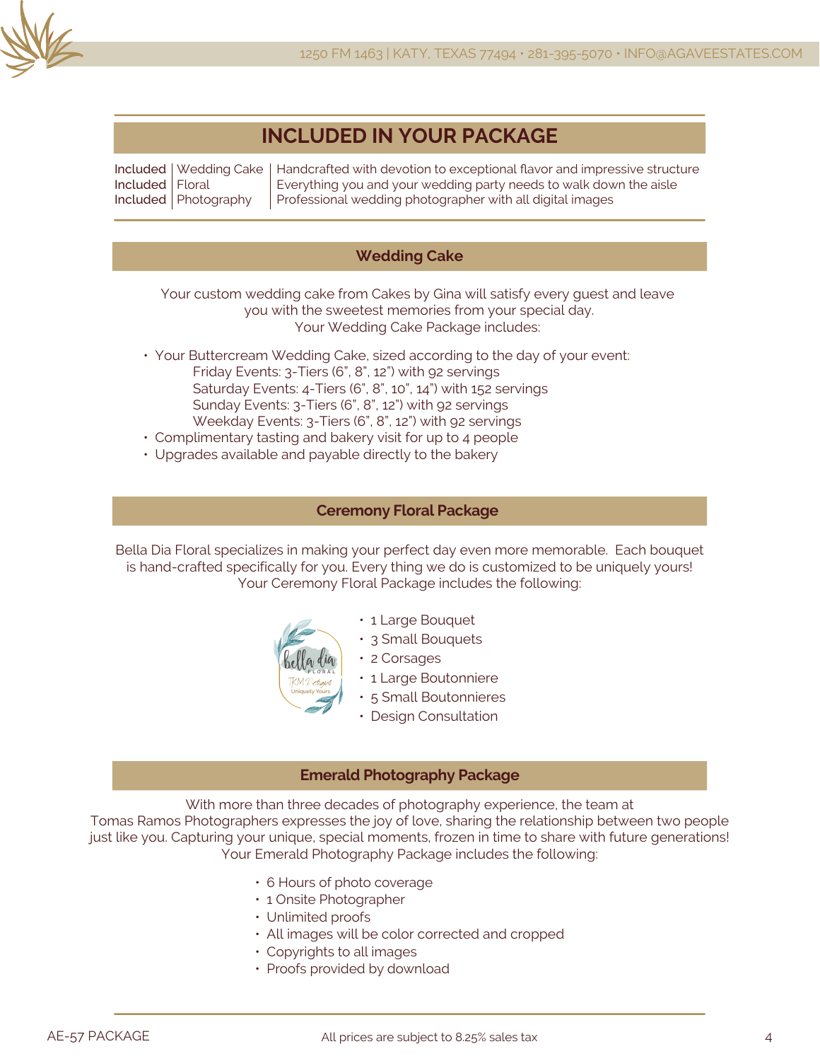## INCLUDED IN YOUR PACKAGE

| | | |
|---|---|---|
| Included | Wedding Cake | Handcrafted with devotion to exceptional flavor and impressive structure |
| Included | Floral | Everything you and your wedding party needs to walk down the aisle |
| Included | Photography | Professional wedding photographer with all digital images |

### Wedding Cake

Your custom wedding cake from Cakes by Gina will satisfy every guest and leave you with the sweetest memories from your special day.
Your Wedding Cake Package includes:

- Your Buttercream Wedding Cake, sized according to the day of your event:
  - Friday Events: 3-Tiers (6", 8", 12") with 92 servings
  - Saturday Events: 4-Tiers (6", 8", 10", 14") with 152 servings
  - Sunday Events: 3-Tiers (6", 8", 12") with 92 servings
  - Weekday Events: 3-Tiers (6", 8", 12") with 92 servings
- Complimentary tasting and bakery visit for up to 4 people
- Upgrades available and payable directly to the bakery

### Ceremony Floral Package

Bella Dia Floral specializes in making your perfect day even more memorable. Each bouquet is hand-crafted specifically for you. Every thing we do is customized to be uniquely yours!
Your Ceremony Floral Package includes the following:

bella dia FLORAL — TKM Designs — Uniquely Yours

- 1 Large Bouquet
- 3 Small Bouquets
- 2 Corsages
- 1 Large Boutonniere
- 5 Small Boutonnieres
- Design Consultation

### Emerald Photography Package

With more than three decades of photography experience, the team at Tomas Ramos Photographers expresses the joy of love, sharing the relationship between two people just like you. Capturing your unique, special moments, frozen in time to share with future generations!
Your Emerald Photography Package includes the following:

- 6 Hours of photo coverage
- 1 Onsite Photographer
- Unlimited proofs
- All images will be color corrected and cropped
- Copyrights to all images
- Proofs provided by download

AE-57 PACKAGE

All prices are subject to 8.25% sales tax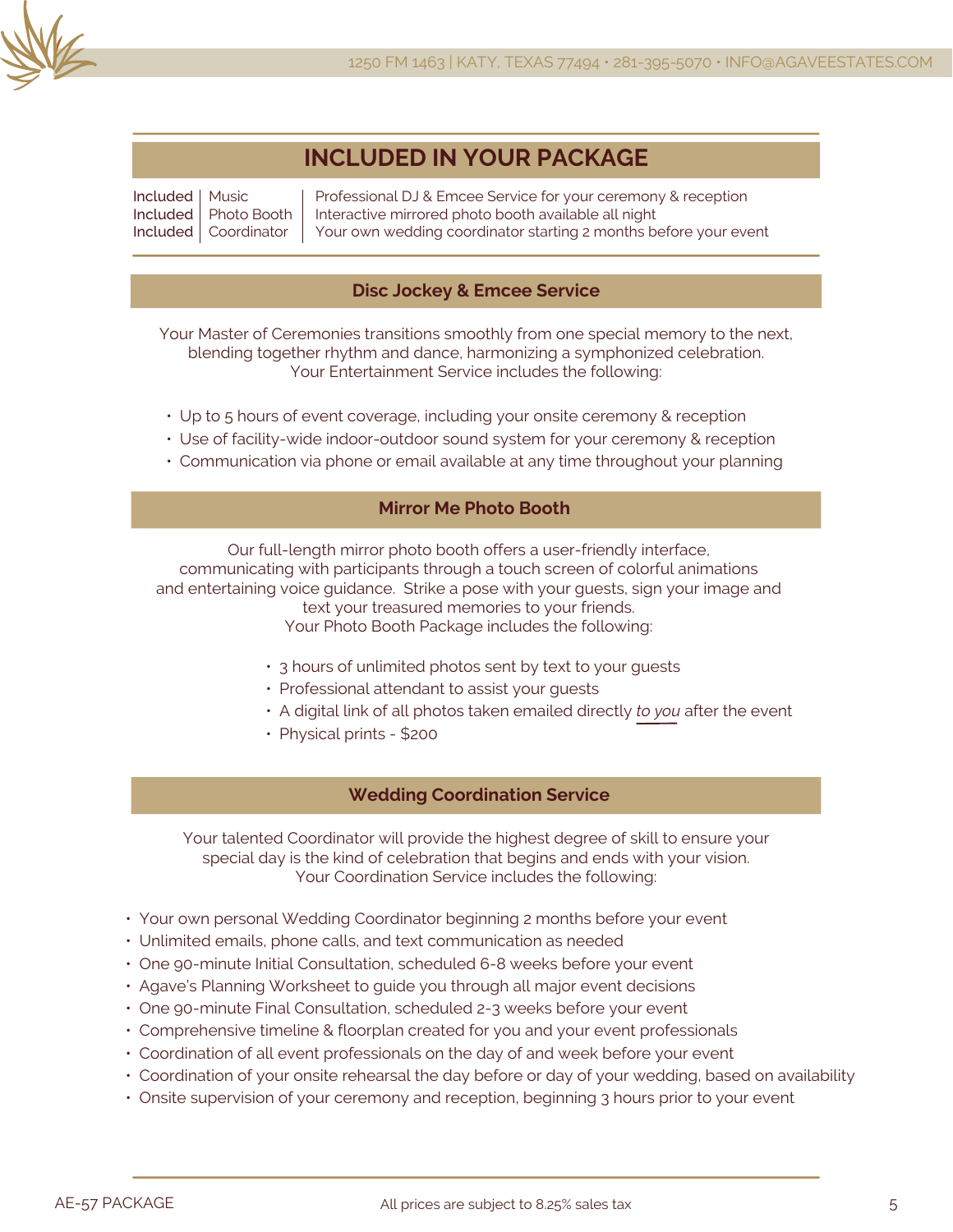# INCLUDED IN YOUR PACKAGE

| Included | Music | Professional DJ & Emcee Service for your ceremony & reception |
|---|---|---|
| Included | Photo Booth | Interactive mirrored photo booth available all night |
| Included | Coordinator | Your own wedding coordinator starting 2 months before your event |

## Disc Jockey & Emcee Service

Your Master of Ceremonies transitions smoothly from one special memory to the next, blending together rhythm and dance, harmonizing a symphonized celebration.
Your Entertainment Service includes the following:

- Up to 5 hours of event coverage, including your onsite ceremony & reception
- Use of facility-wide indoor-outdoor sound system for your ceremony & reception
- Communication via phone or email available at any time throughout your planning

## Mirror Me Photo Booth

Our full-length mirror photo booth offers a user-friendly interface, communicating with participants through a touch screen of colorful animations and entertaining voice guidance. Strike a pose with your guests, sign your image and text your treasured memories to your friends.
Your Photo Booth Package includes the following:

- 3 hours of unlimited photos sent by text to your guests
- Professional attendant to assist your guests
- A digital link of all photos taken emailed directly *to you* after the event
- Physical prints - $200

## Wedding Coordination Service

Your talented Coordinator will provide the highest degree of skill to ensure your special day is the kind of celebration that begins and ends with your vision.
Your Coordination Service includes the following:

- Your own personal Wedding Coordinator beginning 2 months before your event
- Unlimited emails, phone calls, and text communication as needed
- One 90-minute Initial Consultation, scheduled 6-8 weeks before your event
- Agave's Planning Worksheet to guide you through all major event decisions
- One 90-minute Final Consultation, scheduled 2-3 weeks before your event
- Comprehensive timeline & floorplan created for you and your event professionals
- Coordination of all event professionals on the day of and week before your event
- Coordination of your onsite rehearsal the day before or day of your wedding, based on availability
- Onsite supervision of your ceremony and reception, beginning 3 hours prior to your event

All prices are subject to 8.25% sales tax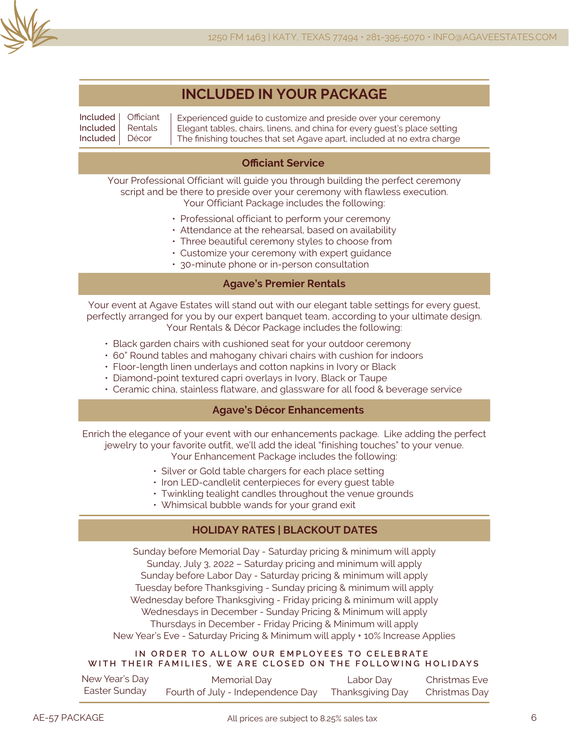## INCLUDED IN YOUR PACKAGE

| | | |
|---|---|---|
| Included | Officiant | Experienced guide to customize and preside over your ceremony |
| Included | Rentals | Elegant tables, chairs, linens, and china for every guest's place setting |
| Included | Décor | The finishing touches that set Agave apart, included at no extra charge |

### Officiant Service

Your Professional Officiant will guide you through building the perfect ceremony script and be there to preside over your ceremony with flawless execution.
Your Officiant Package includes the following:

- Professional officiant to perform your ceremony
- Attendance at the rehearsal, based on availability
- Three beautiful ceremony styles to choose from
- Customize your ceremony with expert guidance
- 30-minute phone or in-person consultation

### Agave's Premier Rentals

Your event at Agave Estates will stand out with our elegant table settings for every guest, perfectly arranged for you by our expert banquet team, according to your ultimate design.
Your Rentals & Décor Package includes the following:

- Black garden chairs with cushioned seat for your outdoor ceremony
- 60" Round tables and mahogany chivari chairs with cushion for indoors
- Floor-length linen underlays and cotton napkins in Ivory or Black
- Diamond-point textured capri overlays in Ivory, Black or Taupe
- Ceramic china, stainless flatware, and glassware for all food & beverage service

### Agave's Décor Enhancements

Enrich the elegance of your event with our enhancements package. Like adding the perfect jewelry to your favorite outfit, we'll add the ideal "finishing touches" to your venue.
Your Enhancement Package includes the following:

- Silver or Gold table chargers for each place setting
- Iron LED-candlelit centerpieces for every guest table
- Twinkling tealight candles throughout the venue grounds
- Whimsical bubble wands for your grand exit

## HOLIDAY RATES | BLACKOUT DATES

Sunday before Memorial Day - Saturday pricing & minimum will apply
Sunday, July 3, 2022 – Saturday pricing and minimum will apply
Sunday before Labor Day - Saturday pricing & minimum will apply
Tuesday before Thanksgiving - Sunday pricing & minimum will apply
Wednesday before Thanksgiving - Friday pricing & minimum will apply
Wednesdays in December - Sunday Pricing & Minimum will apply
Thursdays in December - Friday Pricing & Minimum will apply
New Year's Eve - Saturday Pricing & Minimum will apply + 10% Increase Applies

**IN ORDER TO ALLOW OUR EMPLOYEES TO CELEBRATE WITH THEIR FAMILIES, WE ARE CLOSED ON THE FOLLOWING HOLIDAYS**

| | | | |
|---|---|---|---|
| New Year's Day | Memorial Day | Labor Day | Christmas Eve |
| Easter Sunday | Fourth of July - Independence Day | Thanksgiving Day | Christmas Day |

AE-57 PACKAGE

All prices are subject to 8.25% sales tax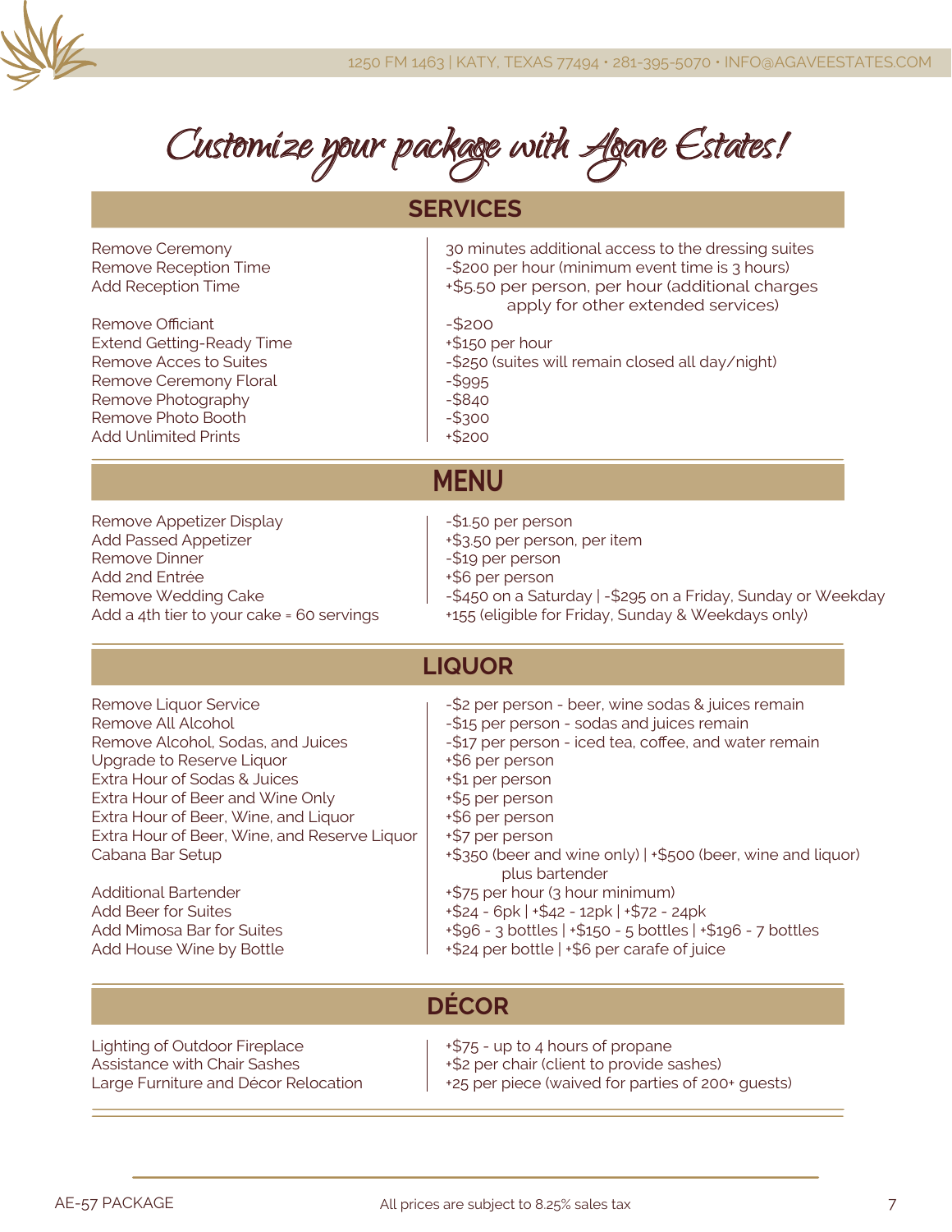# Customize your package with Agave Estates!

## SERVICES

| | |
|---|---|
| Remove Ceremony | 30 minutes additional access to the dressing suites |
| Remove Reception Time | -$200 per hour (minimum event time is 3 hours) |
| Add Reception Time | +$5.50 per person, per hour (additional charges apply for other extended services) |
| Remove Officiant | -$200 |
| Extend Getting-Ready Time | +$150 per hour |
| Remove Acces to Suites | -$250 (suites will remain closed all day/night) |
| Remove Ceremony Floral | -$995 |
| Remove Photography | -$840 |
| Remove Photo Booth | -$300 |
| Add Unlimited Prints | +$200 |

## MENU

| | |
|---|---|
| Remove Appetizer Display | -$1.50 per person |
| Add Passed Appetizer | +$3.50 per person, per item |
| Remove Dinner | -$19 per person |
| Add 2nd Entrée | +$6 per person |
| Remove Wedding Cake | -$450 on a Saturday \| -$295 on a Friday, Sunday or Weekday |
| Add a 4th tier to your cake = 60 servings | +155 (eligible for Friday, Sunday & Weekdays only) |

## LIQUOR

| | |
|---|---|
| Remove Liquor Service | -$2 per person - beer, wine sodas & juices remain |
| Remove All Alcohol | -$15 per person - sodas and juices remain |
| Remove Alcohol, Sodas, and Juices | -$17 per person - iced tea, coffee, and water remain |
| Upgrade to Reserve Liquor | +$6 per person |
| Extra Hour of Sodas & Juices | +$1 per person |
| Extra Hour of Beer and Wine Only | +$5 per person |
| Extra Hour of Beer, Wine, and Liquor | +$6 per person |
| Extra Hour of Beer, Wine, and Reserve Liquor | +$7 per person |
| Cabana Bar Setup | +$350 (beer and wine only) \| +$500 (beer, wine and liquor) plus bartender |
| Additional Bartender | +$75 per hour (3 hour minimum) |
| Add Beer for Suites | +$24 - 6pk \| +$42 - 12pk \| +$72 - 24pk |
| Add Mimosa Bar for Suites | +$96 - 3 bottles \| +$150 - 5 bottles \| +$196 - 7 bottles |
| Add House Wine by Bottle | +$24 per bottle \| +$6 per carafe of juice |

## DÉCOR

| | |
|---|---|
| Lighting of Outdoor Fireplace | +$75 - up to 4 hours of propane |
| Assistance with Chair Sashes | +$2 per chair (client to provide sashes) |
| Large Furniture and Décor Relocation | +25 per piece (waived for parties of 200+ guests) |

All prices are subject to 8.25% sales tax